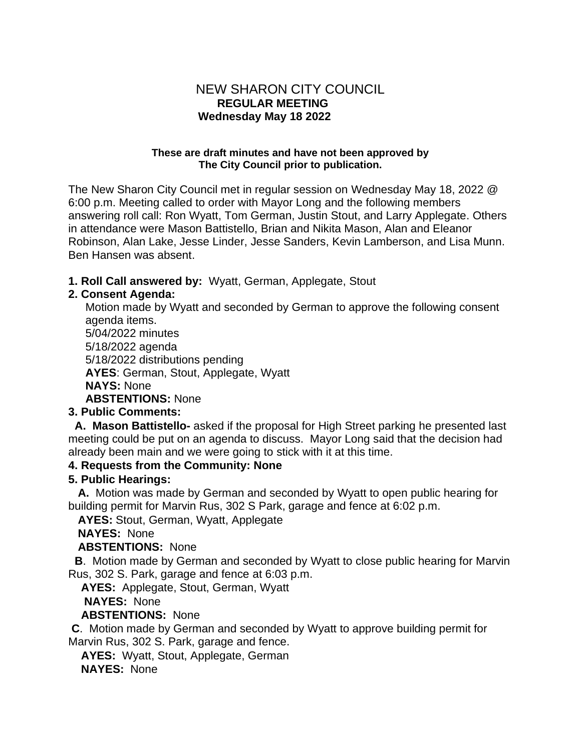# NEW SHARON CITY COUNCIL

**REGULAR MEETING**

**Wednesday May 18 2022**

**These are draft minutes and have not been approved by The City Council prior to publication.**

The New Sharon City Council met in regular session on Wednesday May 18, 2022 @ 6:00 p.m. Meeting called to order with Mayor Long and the following members answering roll call: Ron Wyatt, Tom German, Justin Stout, and Larry Applegate. Others in attendance were Mason Battistello, Brian and Nikita Mason, Alan and Eleanor Robinson, Alan Lake, Jesse Linder, Jesse Sanders, Kevin Lamberson, and Lisa Munn. Ben Hansen was absent.

**1. Roll Call answered by:** Wyatt, German, Applegate, Stout

**2. Consent Agenda:**

Motion made by Wyatt and seconded by German to approve the following consent agenda items.
5/04/2022 minutes
5/18/2022 agenda
5/18/2022 distributions pending
**AYES**: German, Stout, Applegate, Wyatt
**NAYS:** None
**ABSTENTIONS:** None

**3. Public Comments:**

**A. Mason Battistello-** asked if the proposal for High Street parking he presented last meeting could be put on an agenda to discuss. Mayor Long said that the decision had already been main and we were going to stick with it at this time.

**4. Requests from the Community: None**

**5. Public Hearings:**

**A.** Motion was made by German and seconded by Wyatt to open public hearing for building permit for Marvin Rus, 302 S Park, garage and fence at 6:02 p.m.
**AYES:** Stout, German, Wyatt, Applegate
**NAYES:** None
**ABSTENTIONS:** None

**B**. Motion made by German and seconded by Wyatt to close public hearing for Marvin Rus, 302 S. Park, garage and fence at 6:03 p.m.
**AYES:** Applegate, Stout, German, Wyatt
**NAYES:** None
**ABSTENTIONS:** None

**C**. Motion made by German and seconded by Wyatt to approve building permit for Marvin Rus, 302 S. Park, garage and fence.
**AYES:** Wyatt, Stout, Applegate, German
**NAYES:** None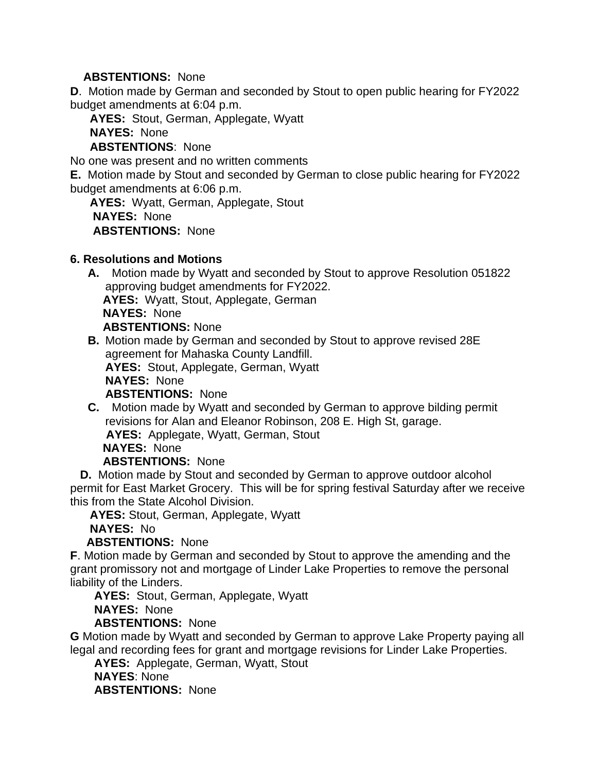**ABSTENTIONS:** None

**D**. Motion made by German and seconded by Stout to open public hearing for FY2022 budget amendments at 6:04 p.m.

**AYES:** Stout, German, Applegate, Wyatt
**NAYES:** None
**ABSTENTIONS**: None

No one was present and no written comments

**E.** Motion made by Stout and seconded by German to close public hearing for FY2022 budget amendments at 6:06 p.m.

**AYES:** Wyatt, German, Applegate, Stout
**NAYES:** None
**ABSTENTIONS:** None

**6. Resolutions and Motions**

**A.** Motion made by Wyatt and seconded by Stout to approve Resolution 051822 approving budget amendments for FY2022.

**AYES:** Wyatt, Stout, Applegate, German
**NAYES:** None
**ABSTENTIONS:** None

**B.** Motion made by German and seconded by Stout to approve revised 28E agreement for Mahaska County Landfill.

**AYES:** Stout, Applegate, German, Wyatt
**NAYES:** None
**ABSTENTIONS:** None

**C.** Motion made by Wyatt and seconded by German to approve bilding permit revisions for Alan and Eleanor Robinson, 208 E. High St, garage.

**AYES:** Applegate, Wyatt, German, Stout
**NAYES:** None
**ABSTENTIONS:** None

**D.** Motion made by Stout and seconded by German to approve outdoor alcohol permit for East Market Grocery. This will be for spring festival Saturday after we receive this from the State Alcohol Division.

**AYES:** Stout, German, Applegate, Wyatt
**NAYES:** No
**ABSTENTIONS:** None

**F**. Motion made by German and seconded by Stout to approve the amending and the grant promissory not and mortgage of Linder Lake Properties to remove the personal liability of the Linders.

**AYES:** Stout, German, Applegate, Wyatt
**NAYES:** None
**ABSTENTIONS:** None

**G** Motion made by Wyatt and seconded by German to approve Lake Property paying all legal and recording fees for grant and mortgage revisions for Linder Lake Properties.

**AYES:** Applegate, German, Wyatt, Stout
**NAYES**: None
**ABSTENTIONS:** None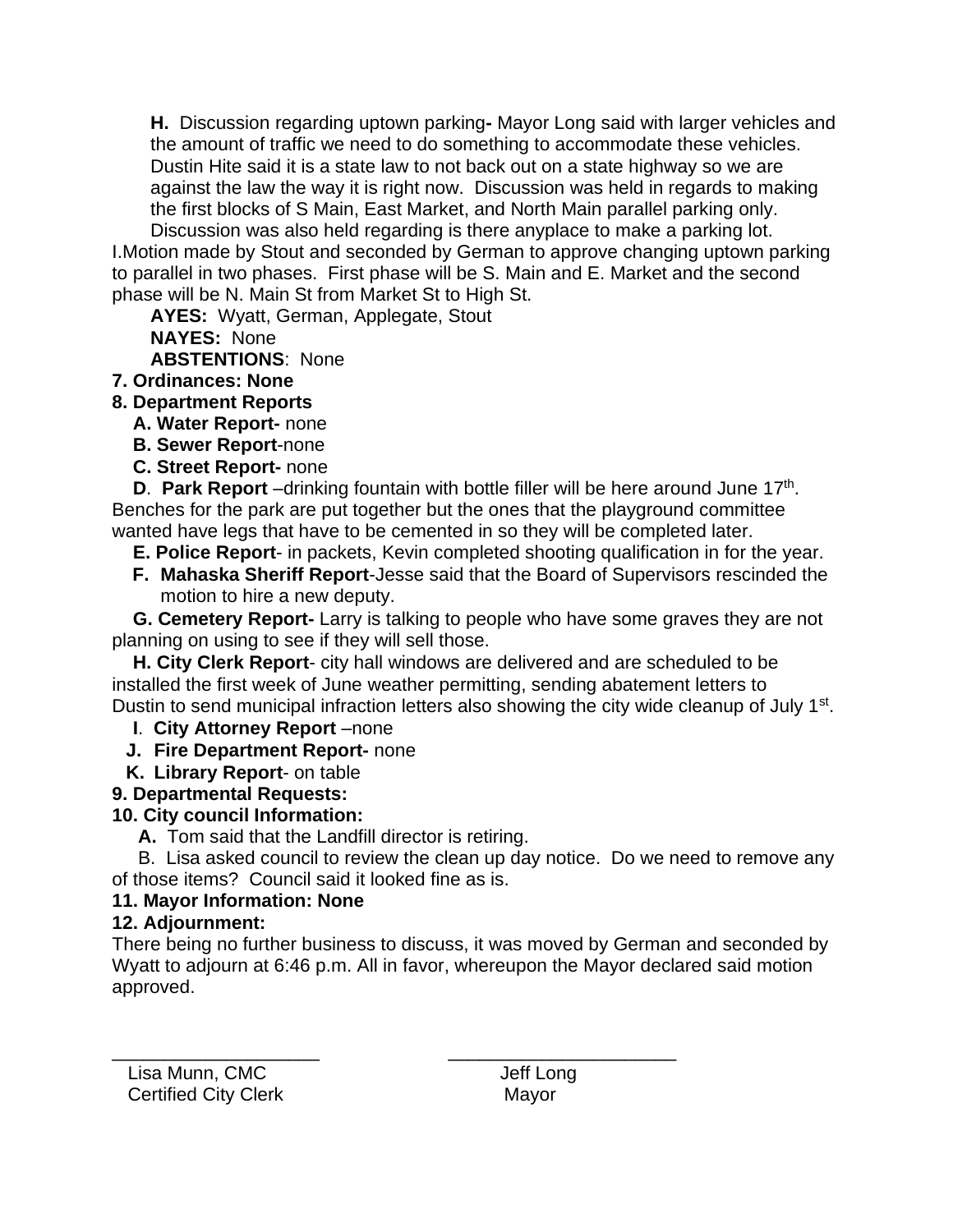**H.** Discussion regarding uptown parking**-** Mayor Long said with larger vehicles and the amount of traffic we need to do something to accommodate these vehicles. Dustin Hite said it is a state law to not back out on a state highway so we are against the law the way it is right now. Discussion was held in regards to making the first blocks of S Main, East Market, and North Main parallel parking only. Discussion was also held regarding is there anyplace to make a parking lot.

I.Motion made by Stout and seconded by German to approve changing uptown parking to parallel in two phases. First phase will be S. Main and E. Market and the second phase will be N. Main St from Market St to High St.

**AYES:** Wyatt, German, Applegate, Stout
**NAYES:** None
**ABSTENTIONS**: None

**7. Ordinances: None**

**8. Department Reports**

**A. Water Report-** none

**B. Sewer Report**-none

**C. Street Report-** none

**D**. **Park Report** –drinking fountain with bottle filler will be here around June 17th. Benches for the park are put together but the ones that the playground committee wanted have legs that have to be cemented in so they will be completed later.

**E. Police Report**- in packets, Kevin completed shooting qualification in for the year.

**F. Mahaska Sheriff Report**-Jesse said that the Board of Supervisors rescinded the motion to hire a new deputy.

**G. Cemetery Report-** Larry is talking to people who have some graves they are not planning on using to see if they will sell those.

**H. City Clerk Report**- city hall windows are delivered and are scheduled to be installed the first week of June weather permitting, sending abatement letters to Dustin to send municipal infraction letters also showing the city wide cleanup of July 1st.

**I**. **City Attorney Report** –none

**J. Fire Department Report-** none

**K. Library Report**- on table

**9. Departmental Requests:**

**10. City council Information:**

**A.** Tom said that the Landfill director is retiring.

B. Lisa asked council to review the clean up day notice. Do we need to remove any of those items? Council said it looked fine as is.

**11. Mayor Information: None**

**12. Adjournment:**

There being no further business to discuss, it was moved by German and seconded by Wyatt to adjourn at 6:46 p.m. All in favor, whereupon the Mayor declared said motion approved.

| | |
|---|---|
| ____________________ | ______________________ |
| Lisa Munn, CMC | Jeff Long |
| Certified City Clerk | Mayor |